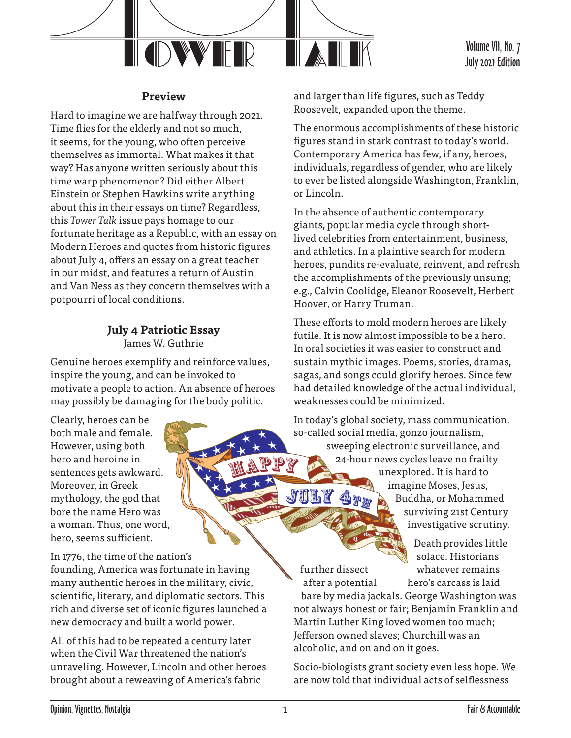# TOWER TALK

Volume VII, No. 7
July 2021 Edition

## Preview

Hard to imagine we are halfway through 2021. Time flies for the elderly and not so much, it seems, for the young, who often perceive themselves as immortal. What makes it that way? Has anyone written seriously about this time warp phenomenon? Did either Albert Einstein or Stephen Hawkins write anything about this in their essays on time? Regardless, this *Tower Talk* issue pays homage to our fortunate heritage as a Republic, with an essay on Modern Heroes and quotes from historic figures about July 4, offers an essay on a great teacher in our midst, and features a return of Austin and Van Ness as they concern themselves with a potpourri of local conditions.

## July 4 Patriotic Essay

James W. Guthrie

Genuine heroes exemplify and reinforce values, inspire the young, and can be invoked to motivate a people to action. An absence of heroes may possibly be damaging for the body politic.

Clearly, heroes can be both male and female. However, using both hero and heroine in sentences gets awkward. Moreover, in Greek mythology, the god that bore the name Hero was a woman. Thus, one word, hero, seems sufficient.

In 1776, the time of the nation's founding, America was fortunate in having many authentic heroes in the military, civic, scientific, literary, and diplomatic sectors. This rich and diverse set of iconic figures launched a new democracy and built a world power.

All of this had to be repeated a century later when the Civil War threatened the nation's unraveling. However, Lincoln and other heroes brought about a reweaving of America's fabric and larger than life figures, such as Teddy Roosevelt, expanded upon the theme.

The enormous accomplishments of these historic figures stand in stark contrast to today's world. Contemporary America has few, if any, heroes, individuals, regardless of gender, who are likely to ever be listed alongside Washington, Franklin, or Lincoln.

In the absence of authentic contemporary giants, popular media cycle through short-lived celebrities from entertainment, business, and athletics. In a plaintive search for modern heroes, pundits re-evaluate, reinvent, and refresh the accomplishments of the previously unsung; e.g., Calvin Coolidge, Eleanor Roosevelt, Herbert Hoover, or Harry Truman.

These efforts to mold modern heroes are likely futile. It is now almost impossible to be a hero. In oral societies it was easier to construct and sustain mythic images. Poems, stories, dramas, sagas, and songs could glorify heroes. Since few had detailed knowledge of the actual individual, weaknesses could be minimized.

In today's global society, mass communication, so-called social media, gonzo journalism, sweeping electronic surveillance, and 24-hour news cycles leave no frailty unexplored. It is hard to imagine Moses, Jesus, Buddha, or Mohammed surviving 21st Century investigative scrutiny.

Death provides little solace. Historians further dissect whatever remains after a potential hero's carcass is laid bare by media jackals. George Washington was not always honest or fair; Benjamin Franklin and Martin Luther King loved women too much; Jefferson owned slaves; Churchill was an alcoholic, and on and on it goes.

Socio-biologists grant society even less hope. We are now told that individual acts of selflessness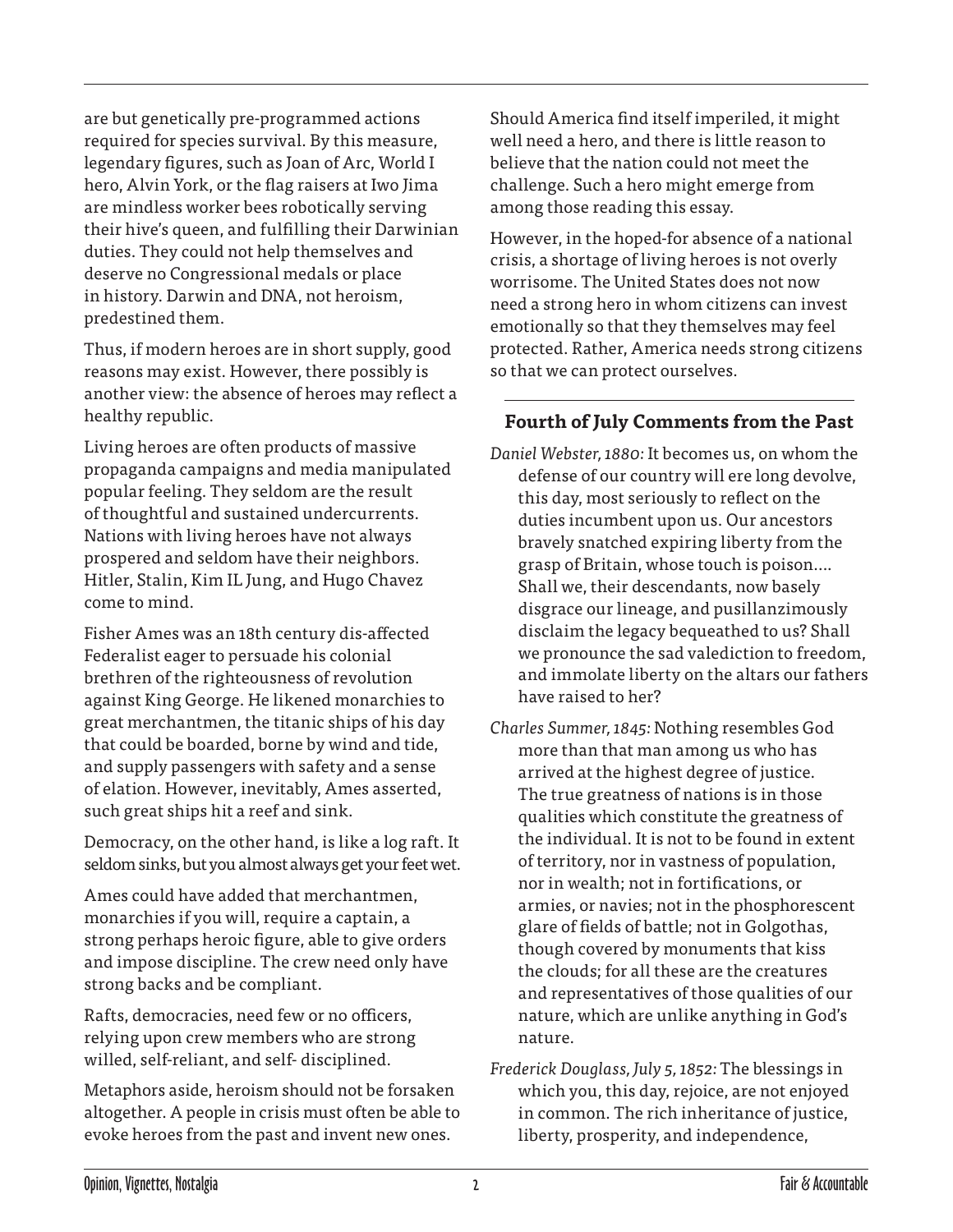are but genetically pre-programmed actions required for species survival. By this measure, legendary figures, such as Joan of Arc, World I hero, Alvin York, or the flag raisers at Iwo Jima are mindless worker bees robotically serving their hive's queen, and fulfilling their Darwinian duties. They could not help themselves and deserve no Congressional medals or place in history. Darwin and DNA, not heroism, predestined them.

Thus, if modern heroes are in short supply, good reasons may exist. However, there possibly is another view: the absence of heroes may reflect a healthy republic.

Living heroes are often products of massive propaganda campaigns and media manipulated popular feeling. They seldom are the result of thoughtful and sustained undercurrents. Nations with living heroes have not always prospered and seldom have their neighbors. Hitler, Stalin, Kim IL Jung, and Hugo Chavez come to mind.

Fisher Ames was an 18th century dis-affected Federalist eager to persuade his colonial brethren of the righteousness of revolution against King George. He likened monarchies to great merchantmen, the titanic ships of his day that could be boarded, borne by wind and tide, and supply passengers with safety and a sense of elation. However, inevitably, Ames asserted, such great ships hit a reef and sink.

Democracy, on the other hand, is like a log raft. It seldom sinks, but you almost always get your feet wet.

Ames could have added that merchantmen, monarchies if you will, require a captain, a strong perhaps heroic figure, able to give orders and impose discipline. The crew need only have strong backs and be compliant.

Rafts, democracies, need few or no officers, relying upon crew members who are strong willed, self-reliant, and self- disciplined.

Metaphors aside, heroism should not be forsaken altogether. A people in crisis must often be able to evoke heroes from the past and invent new ones.

Should America find itself imperiled, it might well need a hero, and there is little reason to believe that the nation could not meet the challenge. Such a hero might emerge from among those reading this essay.

However, in the hoped-for absence of a national crisis, a shortage of living heroes is not overly worrisome. The United States does not now need a strong hero in whom citizens can invest emotionally so that they themselves may feel protected. Rather, America needs strong citizens so that we can protect ourselves.

---

## Fourth of July Comments from the Past

*Daniel Webster, 1880:* It becomes us, on whom the defense of our country will ere long devolve, this day, most seriously to reflect on the duties incumbent upon us. Our ancestors bravely snatched expiring liberty from the grasp of Britain, whose touch is poison.... Shall we, their descendants, now basely disgrace our lineage, and pusillanzimously disclaim the legacy bequeathed to us? Shall we pronounce the sad valediction to freedom, and immolate liberty on the altars our fathers have raised to her?

*Charles Summer, 1845:* Nothing resembles God more than that man among us who has arrived at the highest degree of justice. The true greatness of nations is in those qualities which constitute the greatness of the individual. It is not to be found in extent of territory, nor in vastness of population, nor in wealth; not in fortifications, or armies, or navies; not in the phosphorescent glare of fields of battle; not in Golgothas, though covered by monuments that kiss the clouds; for all these are the creatures and representatives of those qualities of our nature, which are unlike anything in God's nature.

*Frederick Douglass, July 5, 1852:* The blessings in which you, this day, rejoice, are not enjoyed in common. The rich inheritance of justice, liberty, prosperity, and independence,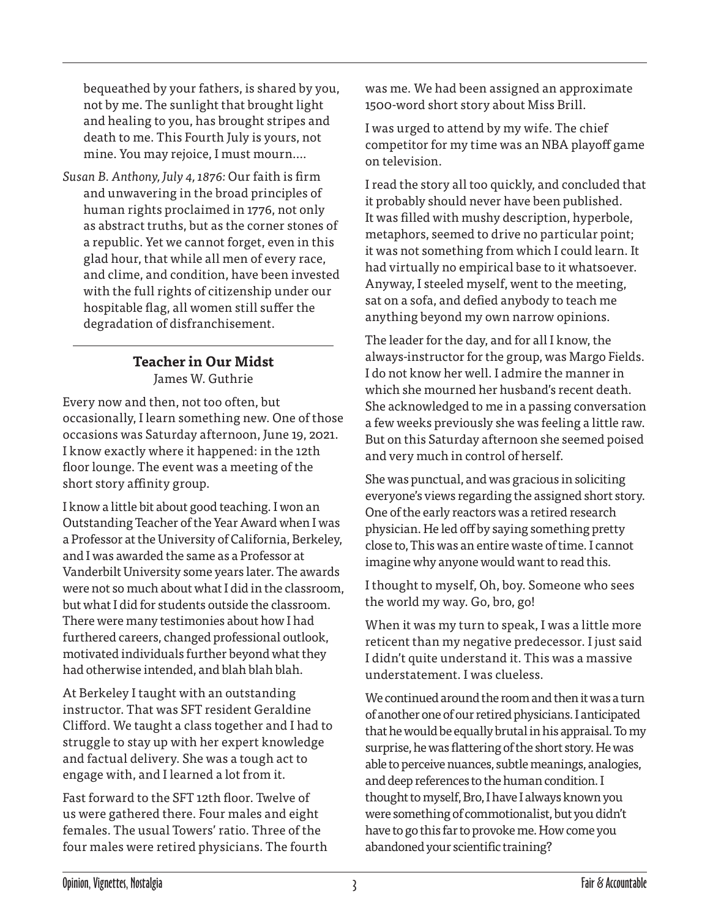bequeathed by your fathers, is shared by you, not by me. The sunlight that brought light and healing to you, has brought stripes and death to me. This Fourth July is yours, not mine. You may rejoice, I must mourn....

*Susan B. Anthony, July 4, 1876:* Our faith is firm and unwavering in the broad principles of human rights proclaimed in 1776, not only as abstract truths, but as the corner stones of a republic. Yet we cannot forget, even in this glad hour, that while all men of every race, and clime, and condition, have been invested with the full rights of citizenship under our hospitable flag, all women still suffer the degradation of disfranchisement.

---

## Teacher in Our Midst

James W. Guthrie

Every now and then, not too often, but occasionally, I learn something new. One of those occasions was Saturday afternoon, June 19, 2021. I know exactly where it happened: in the 12th floor lounge. The event was a meeting of the short story affinity group.

I know a little bit about good teaching. I won an Outstanding Teacher of the Year Award when I was a Professor at the University of California, Berkeley, and I was awarded the same as a Professor at Vanderbilt University some years later. The awards were not so much about what I did in the classroom, but what I did for students outside the classroom. There were many testimonies about how I had furthered careers, changed professional outlook, motivated individuals further beyond what they had otherwise intended, and blah blah blah.

At Berkeley I taught with an outstanding instructor. That was SFT resident Geraldine Clifford. We taught a class together and I had to struggle to stay up with her expert knowledge and factual delivery. She was a tough act to engage with, and I learned a lot from it.

Fast forward to the SFT 12th floor. Twelve of us were gathered there. Four males and eight females. The usual Towers' ratio. Three of the four males were retired physicians. The fourth was me. We had been assigned an approximate 1500-word short story about Miss Brill.

I was urged to attend by my wife. The chief competitor for my time was an NBA playoff game on television.

I read the story all too quickly, and concluded that it probably should never have been published. It was filled with mushy description, hyperbole, metaphors, seemed to drive no particular point; it was not something from which I could learn. It had virtually no empirical base to it whatsoever. Anyway, I steeled myself, went to the meeting, sat on a sofa, and defied anybody to teach me anything beyond my own narrow opinions.

The leader for the day, and for all I know, the always-instructor for the group, was Margo Fields. I do not know her well. I admire the manner in which she mourned her husband's recent death. She acknowledged to me in a passing conversation a few weeks previously she was feeling a little raw. But on this Saturday afternoon she seemed poised and very much in control of herself.

She was punctual, and was gracious in soliciting everyone's views regarding the assigned short story. One of the early reactors was a retired research physician. He led off by saying something pretty close to, This was an entire waste of time. I cannot imagine why anyone would want to read this.

I thought to myself, Oh, boy. Someone who sees the world my way. Go, bro, go!

When it was my turn to speak, I was a little more reticent than my negative predecessor. I just said I didn't quite understand it. This was a massive understatement. I was clueless.

We continued around the room and then it was a turn of another one of our retired physicians. I anticipated that he would be equally brutal in his appraisal. To my surprise, he was flattering of the short story. He was able to perceive nuances, subtle meanings, analogies, and deep references to the human condition. I thought to myself, Bro, I have I always known you were something of commotionalist, but you didn't have to go this far to provoke me. How come you abandoned your scientific training?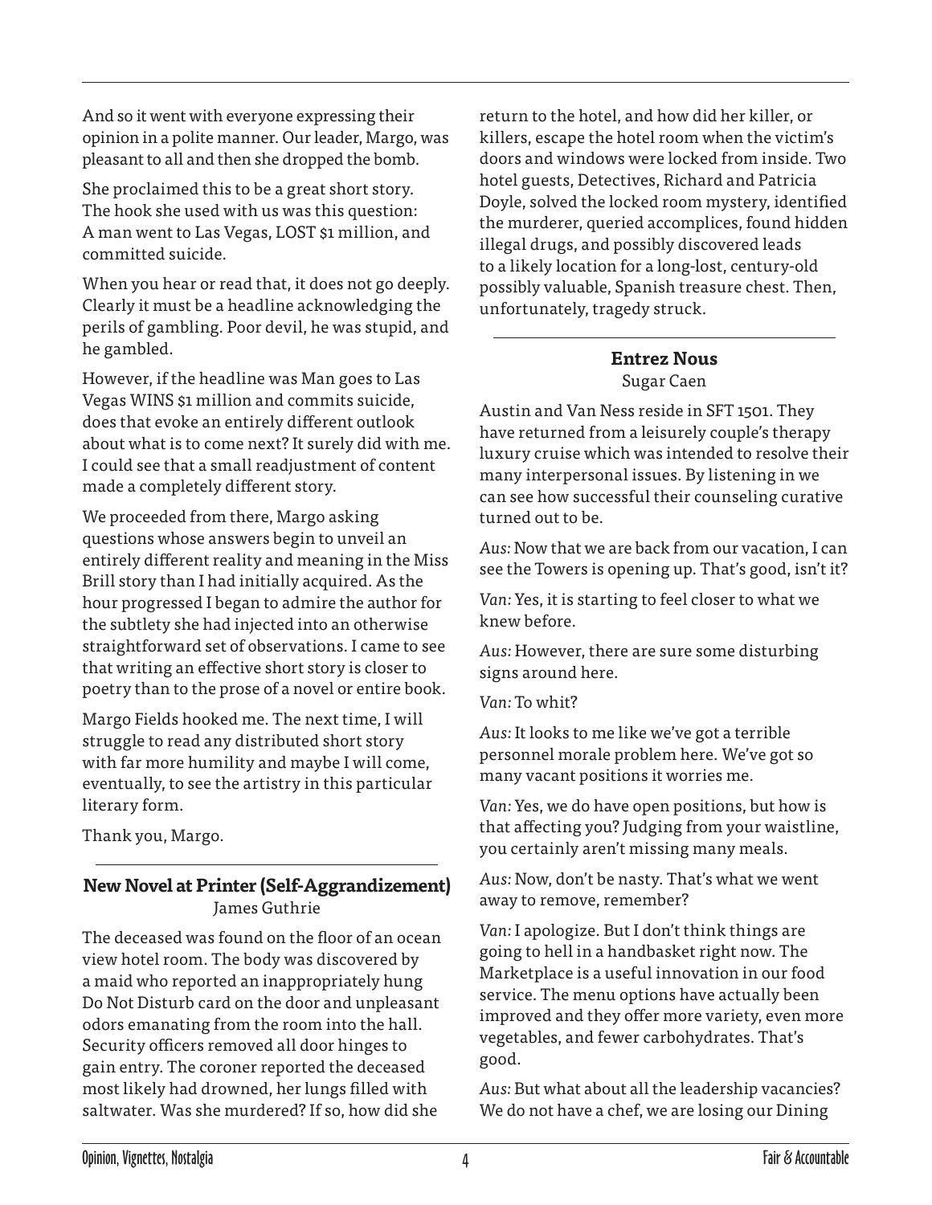And so it went with everyone expressing their opinion in a polite manner. Our leader, Margo, was pleasant to all and then she dropped the bomb.

She proclaimed this to be a great short story. The hook she used with us was this question: A man went to Las Vegas, LOST $1 million, and committed suicide.

When you hear or read that, it does not go deeply. Clearly it must be a headline acknowledging the perils of gambling. Poor devil, he was stupid, and he gambled.

However, if the headline was Man goes to Las Vegas WINS $1 million and commits suicide, does that evoke an entirely different outlook about what is to come next? It surely did with me. I could see that a small readjustment of content made a completely different story.

We proceeded from there, Margo asking questions whose answers begin to unveil an entirely different reality and meaning in the Miss Brill story than I had initially acquired. As the hour progressed I began to admire the author for the subtlety she had injected into an otherwise straightforward set of observations. I came to see that writing an effective short story is closer to poetry than to the prose of a novel or entire book.

Margo Fields hooked me. The next time, I will struggle to read any distributed short story with far more humility and maybe I will come, eventually, to see the artistry in this particular literary form.

Thank you, Margo.

---

### New Novel at Printer (Self-Aggrandizement)

James Guthrie

The deceased was found on the floor of an ocean view hotel room. The body was discovered by a maid who reported an inappropriately hung Do Not Disturb card on the door and unpleasant odors emanating from the room into the hall. Security officers removed all door hinges to gain entry. The coroner reported the deceased most likely had drowned, her lungs filled with saltwater. Was she murdered? If so, how did she return to the hotel, and how did her killer, or killers, escape the hotel room when the victim's doors and windows were locked from inside. Two hotel guests, Detectives, Richard and Patricia Doyle, solved the locked room mystery, identified the murderer, queried accomplices, found hidden illegal drugs, and possibly discovered leads to a likely location for a long-lost, century-old possibly valuable, Spanish treasure chest. Then, unfortunately, tragedy struck.

---

### Entrez Nous

Sugar Caen

Austin and Van Ness reside in SFT 1501. They have returned from a leisurely couple's therapy luxury cruise which was intended to resolve their many interpersonal issues. By listening in we can see how successful their counseling curative turned out to be.

*Aus:* Now that we are back from our vacation, I can see the Towers is opening up. That's good, isn't it?

*Van:* Yes, it is starting to feel closer to what we knew before.

*Aus:* However, there are sure some disturbing signs around here.

*Van:* To whit?

*Aus:* It looks to me like we've got a terrible personnel morale problem here. We've got so many vacant positions it worries me.

*Van:* Yes, we do have open positions, but how is that affecting you? Judging from your waistline, you certainly aren't missing many meals.

*Aus:* Now, don't be nasty. That's what we went away to remove, remember?

*Van:* I apologize. But I don't think things are going to hell in a handbasket right now. The Marketplace is a useful innovation in our food service. The menu options have actually been improved and they offer more variety, even more vegetables, and fewer carbohydrates. That's good.

*Aus:* But what about all the leadership vacancies? We do not have a chef, we are losing our Dining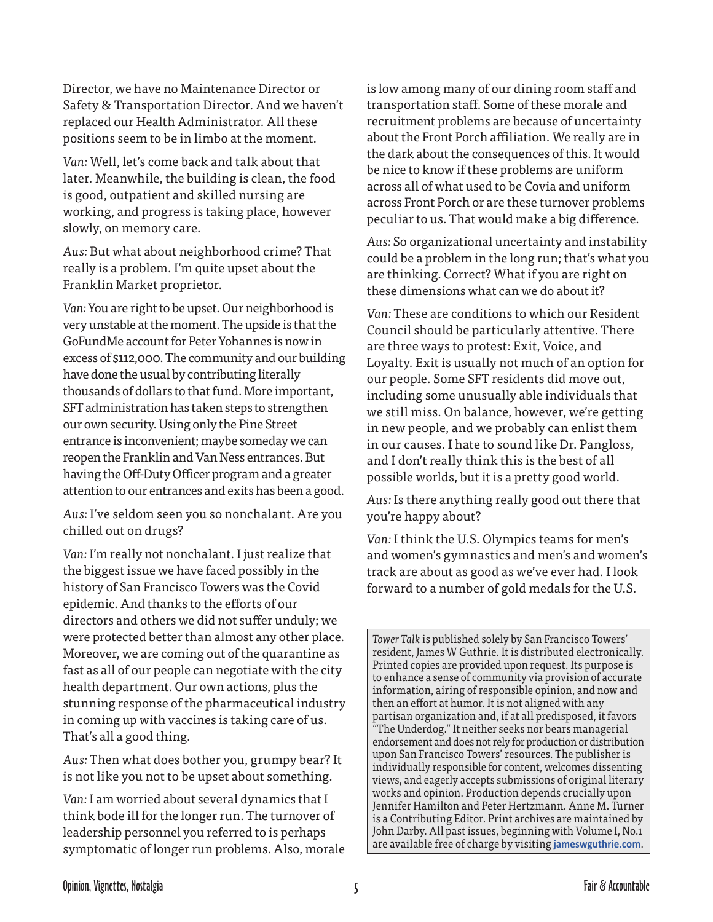Director, we have no Maintenance Director or Safety & Transportation Director. And we haven't replaced our Health Administrator. All these positions seem to be in limbo at the moment.

*Van:* Well, let's come back and talk about that later. Meanwhile, the building is clean, the food is good, outpatient and skilled nursing are working, and progress is taking place, however slowly, on memory care.

*Aus:* But what about neighborhood crime? That really is a problem. I'm quite upset about the Franklin Market proprietor.

*Van:* You are right to be upset. Our neighborhood is very unstable at the moment. The upside is that the GoFundMe account for Peter Yohannes is now in excess of $112,000. The community and our building have done the usual by contributing literally thousands of dollars to that fund. More important, SFT administration has taken steps to strengthen our own security. Using only the Pine Street entrance is inconvenient; maybe someday we can reopen the Franklin and Van Ness entrances. But having the Off-Duty Officer program and a greater attention to our entrances and exits has been a good.

*Aus:* I've seldom seen you so nonchalant. Are you chilled out on drugs?

*Van:* I'm really not nonchalant. I just realize that the biggest issue we have faced possibly in the history of San Francisco Towers was the Covid epidemic. And thanks to the efforts of our directors and others we did not suffer unduly; we were protected better than almost any other place. Moreover, we are coming out of the quarantine as fast as all of our people can negotiate with the city health department. Our own actions, plus the stunning response of the pharmaceutical industry in coming up with vaccines is taking care of us. That's all a good thing.

*Aus:* Then what does bother you, grumpy bear? It is not like you not to be upset about something.

*Van:* I am worried about several dynamics that I think bode ill for the longer run. The turnover of leadership personnel you referred to is perhaps symptomatic of longer run problems. Also, morale is low among many of our dining room staff and transportation staff. Some of these morale and recruitment problems are because of uncertainty about the Front Porch affiliation. We really are in the dark about the consequences of this. It would be nice to know if these problems are uniform across all of what used to be Covia and uniform across Front Porch or are these turnover problems peculiar to us. That would make a big difference.

*Aus:* So organizational uncertainty and instability could be a problem in the long run; that's what you are thinking. Correct? What if you are right on these dimensions what can we do about it?

*Van:* These are conditions to which our Resident Council should be particularly attentive. There are three ways to protest: Exit, Voice, and Loyalty. Exit is usually not much of an option for our people. Some SFT residents did move out, including some unusually able individuals that we still miss. On balance, however, we're getting in new people, and we probably can enlist them in our causes. I hate to sound like Dr. Pangloss, and I don't really think this is the best of all possible worlds, but it is a pretty good world.

*Aus:* Is there anything really good out there that you're happy about?

*Van:* I think the U.S. Olympics teams for men's and women's gymnastics and men's and women's track are about as good as we've ever had. I look forward to a number of gold medals for the U.S.

---

*Tower Talk* is published solely by San Francisco Towers' resident, James W Guthrie. It is distributed electronically. Printed copies are provided upon request. Its purpose is to enhance a sense of community via provision of accurate information, airing of responsible opinion, and now and then an effort at humor. It is not aligned with any partisan organization and, if at all predisposed, it favors "The Underdog." It neither seeks nor bears managerial endorsement and does not rely for production or distribution upon San Francisco Towers' resources. The publisher is individually responsible for content, welcomes dissenting views, and eagerly accepts submissions of original literary works and opinion. Production depends crucially upon Jennifer Hamilton and Peter Hertzmann. Anne M. Turner is a Contributing Editor. Print archives are maintained by John Darby. All past issues, beginning with Volume I, No.1 are available free of charge by visiting **jameswguthrie.com**.